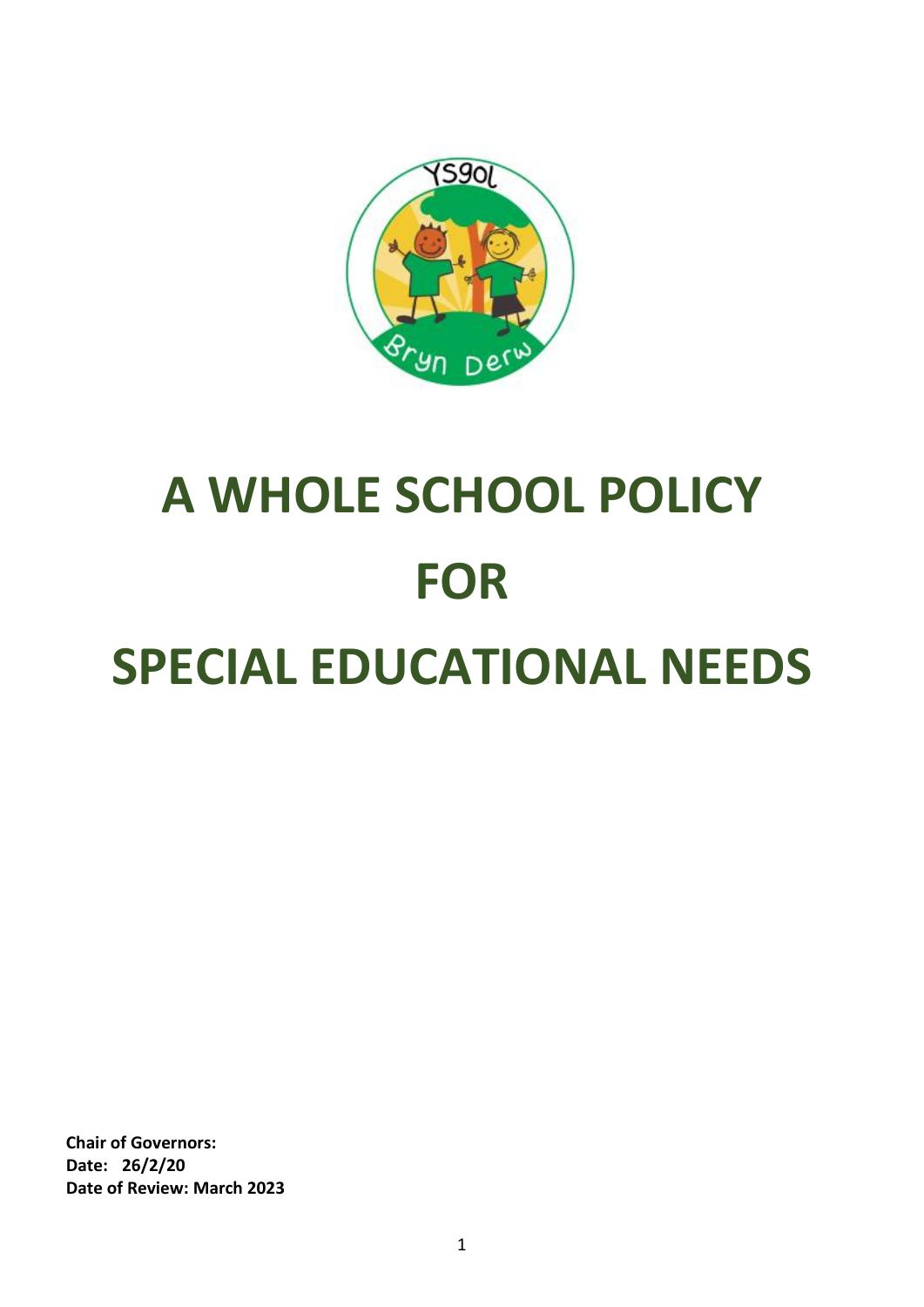# A WHOLE SCHOOL POLICY FOR SPECIAL EDUCATIONAL NEEDS

**Chair of Governors:**
**Date: 26/2/20**
**Date of Review: March 2023**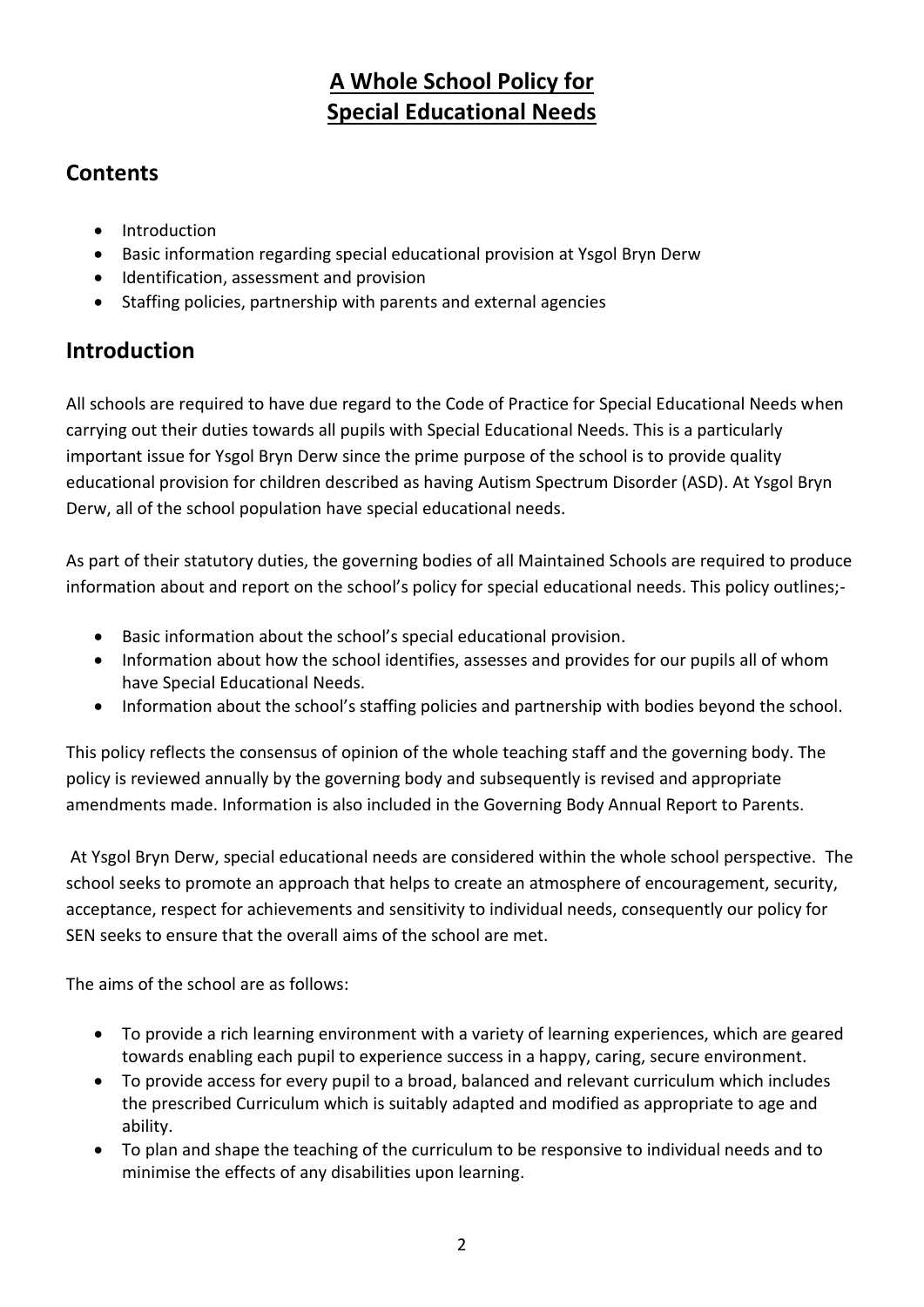# A Whole School Policy for Special Educational Needs

## Contents

- Introduction
- Basic information regarding special educational provision at Ysgol Bryn Derw
- Identification, assessment and provision
- Staffing policies, partnership with parents and external agencies

## Introduction

All schools are required to have due regard to the Code of Practice for Special Educational Needs when carrying out their duties towards all pupils with Special Educational Needs. This is a particularly important issue for Ysgol Bryn Derw since the prime purpose of the school is to provide quality educational provision for children described as having Autism Spectrum Disorder (ASD). At Ysgol Bryn Derw, all of the school population have special educational needs.

As part of their statutory duties, the governing bodies of all Maintained Schools are required to produce information about and report on the school's policy for special educational needs. This policy outlines;-

- Basic information about the school's special educational provision.
- Information about how the school identifies, assesses and provides for our pupils all of whom have Special Educational Needs.
- Information about the school's staffing policies and partnership with bodies beyond the school.

This policy reflects the consensus of opinion of the whole teaching staff and the governing body. The policy is reviewed annually by the governing body and subsequently is revised and appropriate amendments made. Information is also included in the Governing Body Annual Report to Parents.

At Ysgol Bryn Derw, special educational needs are considered within the whole school perspective. The school seeks to promote an approach that helps to create an atmosphere of encouragement, security, acceptance, respect for achievements and sensitivity to individual needs, consequently our policy for SEN seeks to ensure that the overall aims of the school are met.

The aims of the school are as follows:

- To provide a rich learning environment with a variety of learning experiences, which are geared towards enabling each pupil to experience success in a happy, caring, secure environment.
- To provide access for every pupil to a broad, balanced and relevant curriculum which includes the prescribed Curriculum which is suitably adapted and modified as appropriate to age and ability.
- To plan and shape the teaching of the curriculum to be responsive to individual needs and to minimise the effects of any disabilities upon learning.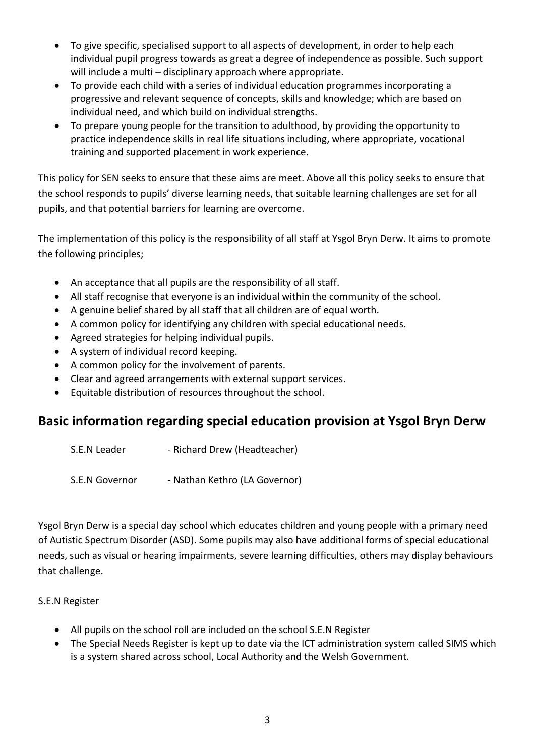- To give specific, specialised support to all aspects of development, in order to help each individual pupil progress towards as great a degree of independence as possible. Such support will include a multi – disciplinary approach where appropriate.
- To provide each child with a series of individual education programmes incorporating a progressive and relevant sequence of concepts, skills and knowledge; which are based on individual need, and which build on individual strengths.
- To prepare young people for the transition to adulthood, by providing the opportunity to practice independence skills in real life situations including, where appropriate, vocational training and supported placement in work experience.

This policy for SEN seeks to ensure that these aims are meet. Above all this policy seeks to ensure that the school responds to pupils' diverse learning needs, that suitable learning challenges are set for all pupils, and that potential barriers for learning are overcome.

The implementation of this policy is the responsibility of all staff at Ysgol Bryn Derw. It aims to promote the following principles;

- An acceptance that all pupils are the responsibility of all staff.
- All staff recognise that everyone is an individual within the community of the school.
- A genuine belief shared by all staff that all children are of equal worth.
- A common policy for identifying any children with special educational needs.
- Agreed strategies for helping individual pupils.
- A system of individual record keeping.
- A common policy for the involvement of parents.
- Clear and agreed arrangements with external support services.
- Equitable distribution of resources throughout the school.

## Basic information regarding special education provision at Ysgol Bryn Derw

S.E.N Leader - Richard Drew (Headteacher)

S.E.N Governor - Nathan Kethro (LA Governor)

Ysgol Bryn Derw is a special day school which educates children and young people with a primary need of Autistic Spectrum Disorder (ASD). Some pupils may also have additional forms of special educational needs, such as visual or hearing impairments, severe learning difficulties, others may display behaviours that challenge.

S.E.N Register

- All pupils on the school roll are included on the school S.E.N Register
- The Special Needs Register is kept up to date via the ICT administration system called SIMS which is a system shared across school, Local Authority and the Welsh Government.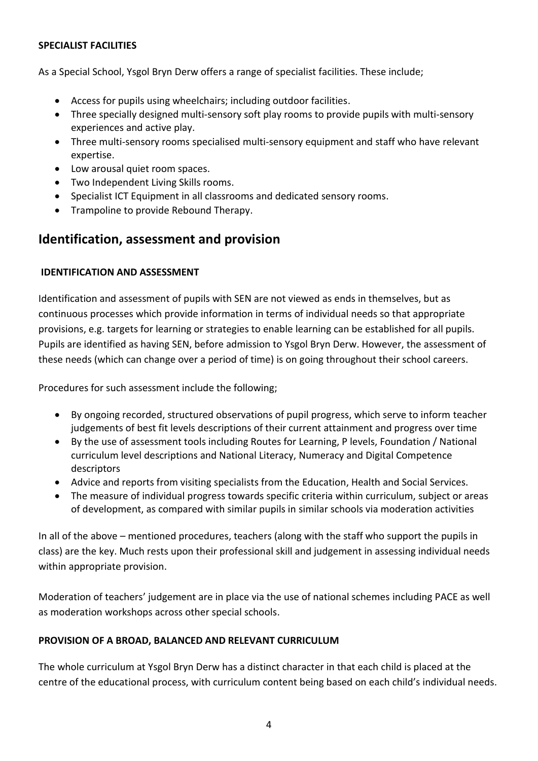**SPECIALIST FACILITIES**

As a Special School, Ysgol Bryn Derw offers a range of specialist facilities. These include;

- Access for pupils using wheelchairs; including outdoor facilities.
- Three specially designed multi-sensory soft play rooms to provide pupils with multi-sensory experiences and active play.
- Three multi-sensory rooms specialised multi-sensory equipment and staff who have relevant expertise.
- Low arousal quiet room spaces.
- Two Independent Living Skills rooms.
- Specialist ICT Equipment in all classrooms and dedicated sensory rooms.
- Trampoline to provide Rebound Therapy.

## Identification, assessment and provision

**IDENTIFICATION AND ASSESSMENT**

Identification and assessment of pupils with SEN are not viewed as ends in themselves, but as continuous processes which provide information in terms of individual needs so that appropriate provisions, e.g. targets for learning or strategies to enable learning can be established for all pupils. Pupils are identified as having SEN, before admission to Ysgol Bryn Derw. However, the assessment of these needs (which can change over a period of time) is on going throughout their school careers.

Procedures for such assessment include the following;

- By ongoing recorded, structured observations of pupil progress, which serve to inform teacher judgements of best fit levels descriptions of their current attainment and progress over time
- By the use of assessment tools including Routes for Learning, P levels, Foundation / National curriculum level descriptions and National Literacy, Numeracy and Digital Competence descriptors
- Advice and reports from visiting specialists from the Education, Health and Social Services.
- The measure of individual progress towards specific criteria within curriculum, subject or areas of development, as compared with similar pupils in similar schools via moderation activities

In all of the above – mentioned procedures, teachers (along with the staff who support the pupils in class) are the key. Much rests upon their professional skill and judgement in assessing individual needs within appropriate provision.

Moderation of teachers' judgement are in place via the use of national schemes including PACE as well as moderation workshops across other special schools.

**PROVISION OF A BROAD, BALANCED AND RELEVANT CURRICULUM**

The whole curriculum at Ysgol Bryn Derw has a distinct character in that each child is placed at the centre of the educational process, with curriculum content being based on each child's individual needs.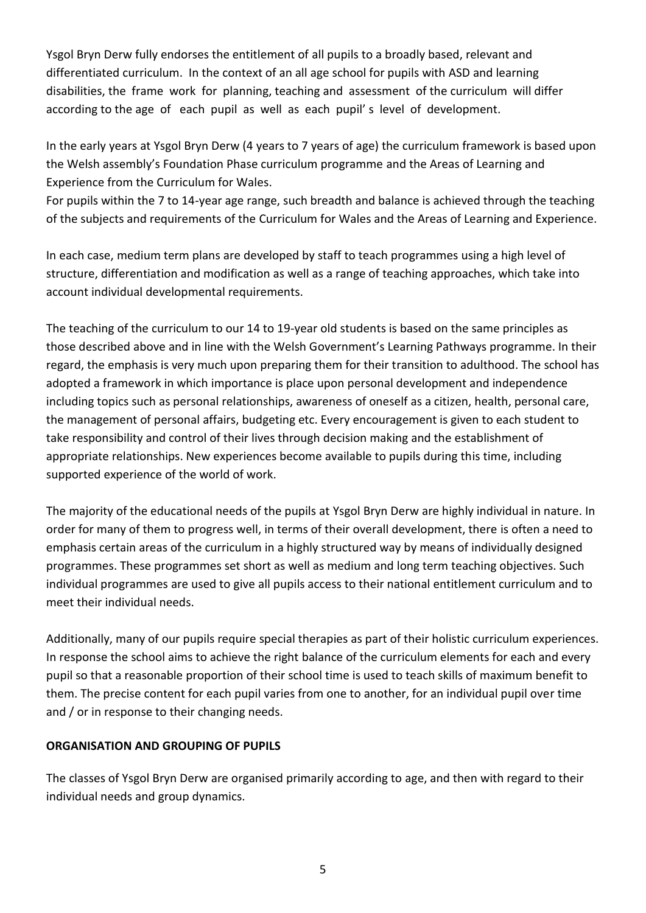Ysgol Bryn Derw fully endorses the entitlement of all pupils to a broadly based, relevant and differentiated curriculum. In the context of an all age school for pupils with ASD and learning disabilities, the frame work for planning, teaching and assessment of the curriculum will differ according to the age of each pupil as well as each pupil' s level of development.

In the early years at Ysgol Bryn Derw (4 years to 7 years of age) the curriculum framework is based upon the Welsh assembly's Foundation Phase curriculum programme and the Areas of Learning and Experience from the Curriculum for Wales.

For pupils within the 7 to 14-year age range, such breadth and balance is achieved through the teaching of the subjects and requirements of the Curriculum for Wales and the Areas of Learning and Experience.

In each case, medium term plans are developed by staff to teach programmes using a high level of structure, differentiation and modification as well as a range of teaching approaches, which take into account individual developmental requirements.

The teaching of the curriculum to our 14 to 19-year old students is based on the same principles as those described above and in line with the Welsh Government's Learning Pathways programme. In their regard, the emphasis is very much upon preparing them for their transition to adulthood. The school has adopted a framework in which importance is place upon personal development and independence including topics such as personal relationships, awareness of oneself as a citizen, health, personal care, the management of personal affairs, budgeting etc. Every encouragement is given to each student to take responsibility and control of their lives through decision making and the establishment of appropriate relationships. New experiences become available to pupils during this time, including supported experience of the world of work.

The majority of the educational needs of the pupils at Ysgol Bryn Derw are highly individual in nature. In order for many of them to progress well, in terms of their overall development, there is often a need to emphasis certain areas of the curriculum in a highly structured way by means of individually designed programmes. These programmes set short as well as medium and long term teaching objectives. Such individual programmes are used to give all pupils access to their national entitlement curriculum and to meet their individual needs.

Additionally, many of our pupils require special therapies as part of their holistic curriculum experiences. In response the school aims to achieve the right balance of the curriculum elements for each and every pupil so that a reasonable proportion of their school time is used to teach skills of maximum benefit to them. The precise content for each pupil varies from one to another, for an individual pupil over time and / or in response to their changing needs.

**ORGANISATION AND GROUPING OF PUPILS**

The classes of Ysgol Bryn Derw are organised primarily according to age, and then with regard to their individual needs and group dynamics.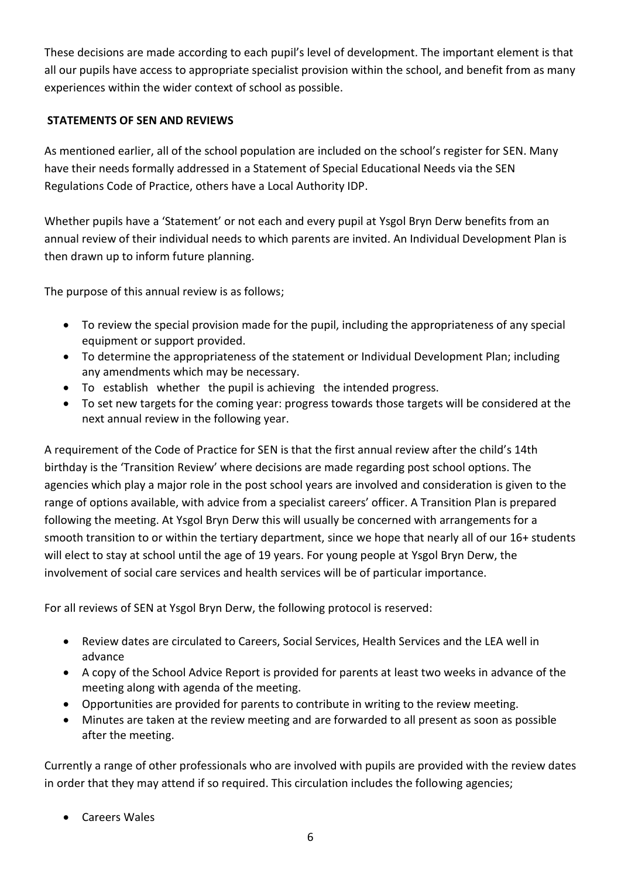These decisions are made according to each pupil's level of development. The important element is that all our pupils have access to appropriate specialist provision within the school, and benefit from as many experiences within the wider context of school as possible.

## STATEMENTS OF SEN AND REVIEWS

As mentioned earlier, all of the school population are included on the school's register for SEN. Many have their needs formally addressed in a Statement of Special Educational Needs via the SEN Regulations Code of Practice, others have a Local Authority IDP.

Whether pupils have a 'Statement' or not each and every pupil at Ysgol Bryn Derw benefits from an annual review of their individual needs to which parents are invited. An Individual Development Plan is then drawn up to inform future planning.

The purpose of this annual review is as follows;

- To review the special provision made for the pupil, including the appropriateness of any special equipment or support provided.
- To determine the appropriateness of the statement or Individual Development Plan; including any amendments which may be necessary.
- To establish whether the pupil is achieving the intended progress.
- To set new targets for the coming year: progress towards those targets will be considered at the next annual review in the following year.

A requirement of the Code of Practice for SEN is that the first annual review after the child's 14th birthday is the 'Transition Review' where decisions are made regarding post school options. The agencies which play a major role in the post school years are involved and consideration is given to the range of options available, with advice from a specialist careers' officer. A Transition Plan is prepared following the meeting. At Ysgol Bryn Derw this will usually be concerned with arrangements for a smooth transition to or within the tertiary department, since we hope that nearly all of our 16+ students will elect to stay at school until the age of 19 years. For young people at Ysgol Bryn Derw, the involvement of social care services and health services will be of particular importance.

For all reviews of SEN at Ysgol Bryn Derw, the following protocol is reserved:

- Review dates are circulated to Careers, Social Services, Health Services and the LEA well in advance
- A copy of the School Advice Report is provided for parents at least two weeks in advance of the meeting along with agenda of the meeting.
- Opportunities are provided for parents to contribute in writing to the review meeting.
- Minutes are taken at the review meeting and are forwarded to all present as soon as possible after the meeting.

Currently a range of other professionals who are involved with pupils are provided with the review dates in order that they may attend if so required. This circulation includes the following agencies;

- Careers Wales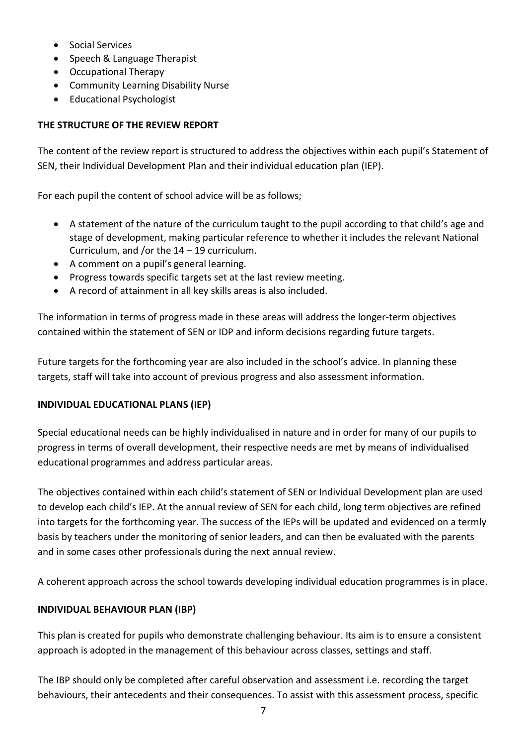- Social Services
- Speech & Language Therapist
- Occupational Therapy
- Community Learning Disability Nurse
- Educational Psychologist

**THE STRUCTURE OF THE REVIEW REPORT**

The content of the review report is structured to address the objectives within each pupil's Statement of SEN, their Individual Development Plan and their individual education plan (IEP).

For each pupil the content of school advice will be as follows;

- A statement of the nature of the curriculum taught to the pupil according to that child's age and stage of development, making particular reference to whether it includes the relevant National Curriculum, and /or the 14 – 19 curriculum.
- A comment on a pupil's general learning.
- Progress towards specific targets set at the last review meeting.
- A record of attainment in all key skills areas is also included.

The information in terms of progress made in these areas will address the longer-term objectives contained within the statement of SEN or IDP and inform decisions regarding future targets.

Future targets for the forthcoming year are also included in the school's advice. In planning these targets, staff will take into account of previous progress and also assessment information.

**INDIVIDUAL EDUCATIONAL PLANS (IEP)**

Special educational needs can be highly individualised in nature and in order for many of our pupils to progress in terms of overall development, their respective needs are met by means of individualised educational programmes and address particular areas.

The objectives contained within each child's statement of SEN or Individual Development plan are used to develop each child's IEP. At the annual review of SEN for each child, long term objectives are refined into targets for the forthcoming year. The success of the IEPs will be updated and evidenced on a termly basis by teachers under the monitoring of senior leaders, and can then be evaluated with the parents and in some cases other professionals during the next annual review.

A coherent approach across the school towards developing individual education programmes is in place.

**INDIVIDUAL BEHAVIOUR PLAN (IBP)**

This plan is created for pupils who demonstrate challenging behaviour. Its aim is to ensure a consistent approach is adopted in the management of this behaviour across classes, settings and staff.

The IBP should only be completed after careful observation and assessment i.e. recording the target behaviours, their antecedents and their consequences. To assist with this assessment process, specific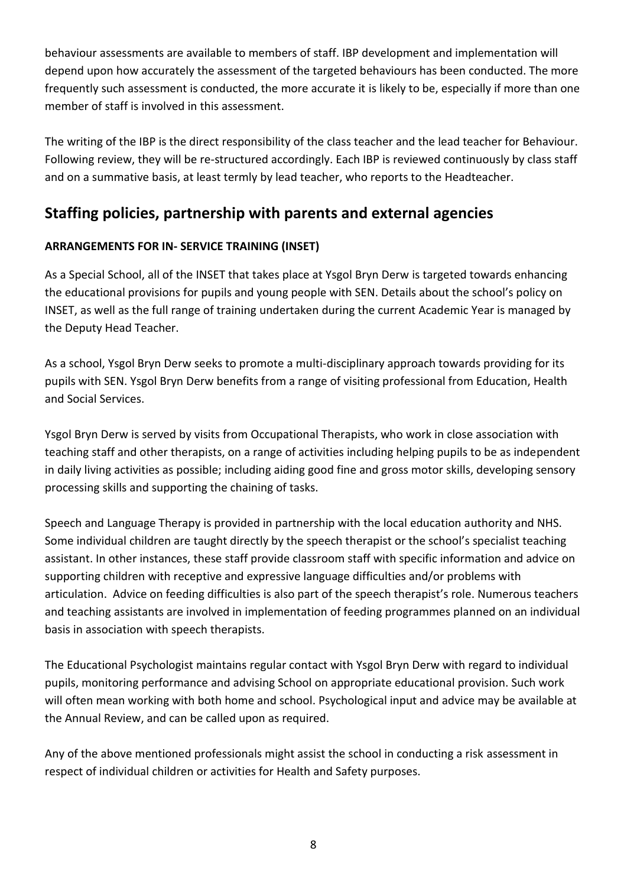behaviour assessments are available to members of staff. IBP development and implementation will depend upon how accurately the assessment of the targeted behaviours has been conducted. The more frequently such assessment is conducted, the more accurate it is likely to be, especially if more than one member of staff is involved in this assessment.

The writing of the IBP is the direct responsibility of the class teacher and the lead teacher for Behaviour. Following review, they will be re-structured accordingly. Each IBP is reviewed continuously by class staff and on a summative basis, at least termly by lead teacher, who reports to the Headteacher.

## Staffing policies, partnership with parents and external agencies

**ARRANGEMENTS FOR IN- SERVICE TRAINING (INSET)**

As a Special School, all of the INSET that takes place at Ysgol Bryn Derw is targeted towards enhancing the educational provisions for pupils and young people with SEN. Details about the school's policy on INSET, as well as the full range of training undertaken during the current Academic Year is managed by the Deputy Head Teacher.

As a school, Ysgol Bryn Derw seeks to promote a multi-disciplinary approach towards providing for its pupils with SEN. Ysgol Bryn Derw benefits from a range of visiting professional from Education, Health and Social Services.

Ysgol Bryn Derw is served by visits from Occupational Therapists, who work in close association with teaching staff and other therapists, on a range of activities including helping pupils to be as independent in daily living activities as possible; including aiding good fine and gross motor skills, developing sensory processing skills and supporting the chaining of tasks.

Speech and Language Therapy is provided in partnership with the local education authority and NHS. Some individual children are taught directly by the speech therapist or the school's specialist teaching assistant. In other instances, these staff provide classroom staff with specific information and advice on supporting children with receptive and expressive language difficulties and/or problems with articulation. Advice on feeding difficulties is also part of the speech therapist's role. Numerous teachers and teaching assistants are involved in implementation of feeding programmes planned on an individual basis in association with speech therapists.

The Educational Psychologist maintains regular contact with Ysgol Bryn Derw with regard to individual pupils, monitoring performance and advising School on appropriate educational provision. Such work will often mean working with both home and school. Psychological input and advice may be available at the Annual Review, and can be called upon as required.

Any of the above mentioned professionals might assist the school in conducting a risk assessment in respect of individual children or activities for Health and Safety purposes.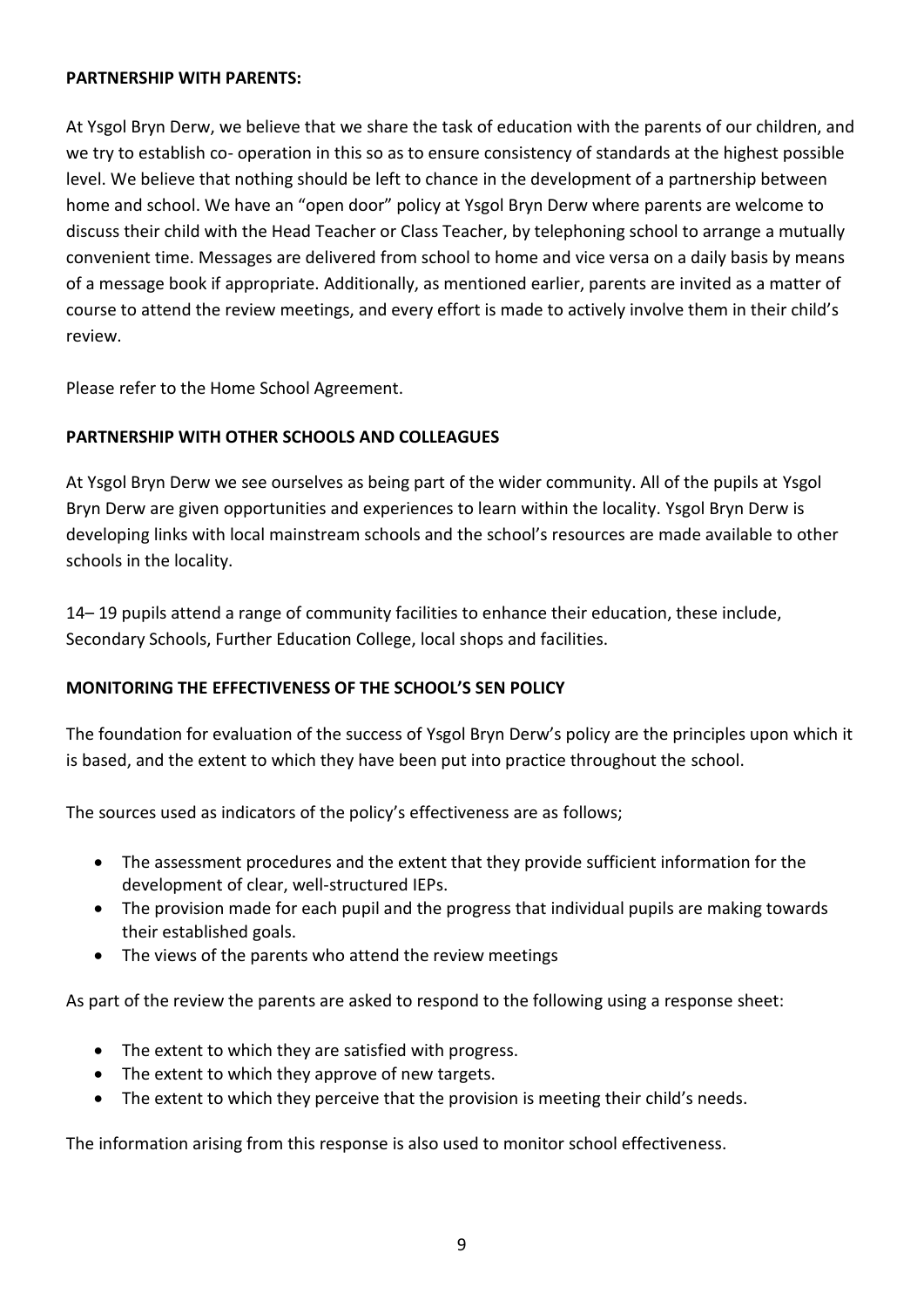**PARTNERSHIP WITH PARENTS:**

At Ysgol Bryn Derw, we believe that we share the task of education with the parents of our children, and we try to establish co- operation in this so as to ensure consistency of standards at the highest possible level. We believe that nothing should be left to chance in the development of a partnership between home and school. We have an "open door" policy at Ysgol Bryn Derw where parents are welcome to discuss their child with the Head Teacher or Class Teacher, by telephoning school to arrange a mutually convenient time. Messages are delivered from school to home and vice versa on a daily basis by means of a message book if appropriate. Additionally, as mentioned earlier, parents are invited as a matter of course to attend the review meetings, and every effort is made to actively involve them in their child's review.

Please refer to the Home School Agreement.

**PARTNERSHIP WITH OTHER SCHOOLS AND COLLEAGUES**

At Ysgol Bryn Derw we see ourselves as being part of the wider community. All of the pupils at Ysgol Bryn Derw are given opportunities and experiences to learn within the locality. Ysgol Bryn Derw is developing links with local mainstream schools and the school's resources are made available to other schools in the locality.

14– 19 pupils attend a range of community facilities to enhance their education, these include, Secondary Schools, Further Education College, local shops and facilities.

**MONITORING THE EFFECTIVENESS OF THE SCHOOL'S SEN POLICY**

The foundation for evaluation of the success of Ysgol Bryn Derw's policy are the principles upon which it is based, and the extent to which they have been put into practice throughout the school.

The sources used as indicators of the policy's effectiveness are as follows;

- The assessment procedures and the extent that they provide sufficient information for the development of clear, well-structured IEPs.
- The provision made for each pupil and the progress that individual pupils are making towards their established goals.
- The views of the parents who attend the review meetings

As part of the review the parents are asked to respond to the following using a response sheet:

- The extent to which they are satisfied with progress.
- The extent to which they approve of new targets.
- The extent to which they perceive that the provision is meeting their child's needs.

The information arising from this response is also used to monitor school effectiveness.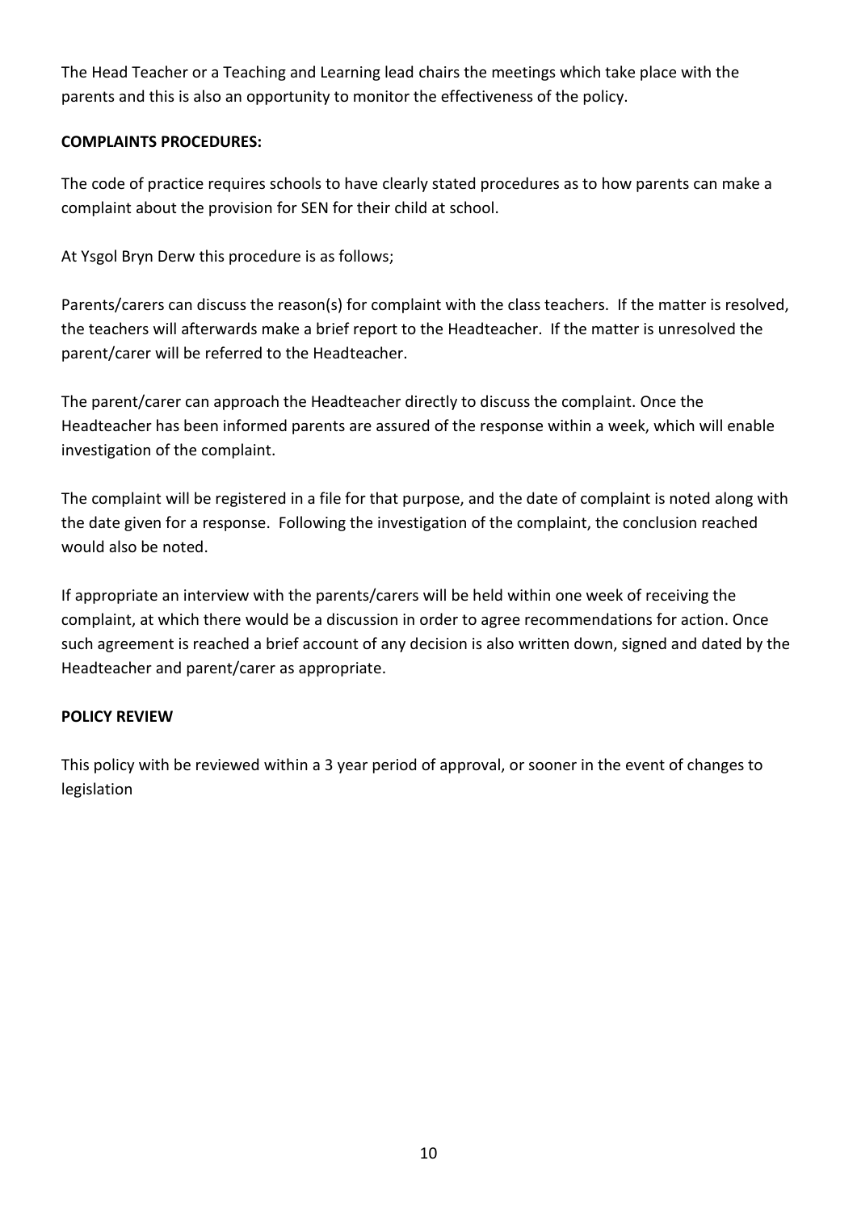The Head Teacher or a Teaching and Learning lead chairs the meetings which take place with the parents and this is also an opportunity to monitor the effectiveness of the policy.

**COMPLAINTS PROCEDURES:**

The code of practice requires schools to have clearly stated procedures as to how parents can make a complaint about the provision for SEN for their child at school.

At Ysgol Bryn Derw this procedure is as follows;

Parents/carers can discuss the reason(s) for complaint with the class teachers. If the matter is resolved, the teachers will afterwards make a brief report to the Headteacher. If the matter is unresolved the parent/carer will be referred to the Headteacher.

The parent/carer can approach the Headteacher directly to discuss the complaint. Once the Headteacher has been informed parents are assured of the response within a week, which will enable investigation of the complaint.

The complaint will be registered in a file for that purpose, and the date of complaint is noted along with the date given for a response. Following the investigation of the complaint, the conclusion reached would also be noted.

If appropriate an interview with the parents/carers will be held within one week of receiving the complaint, at which there would be a discussion in order to agree recommendations for action. Once such agreement is reached a brief account of any decision is also written down, signed and dated by the Headteacher and parent/carer as appropriate.

**POLICY REVIEW**

This policy with be reviewed within a 3 year period of approval, or sooner in the event of changes to legislation